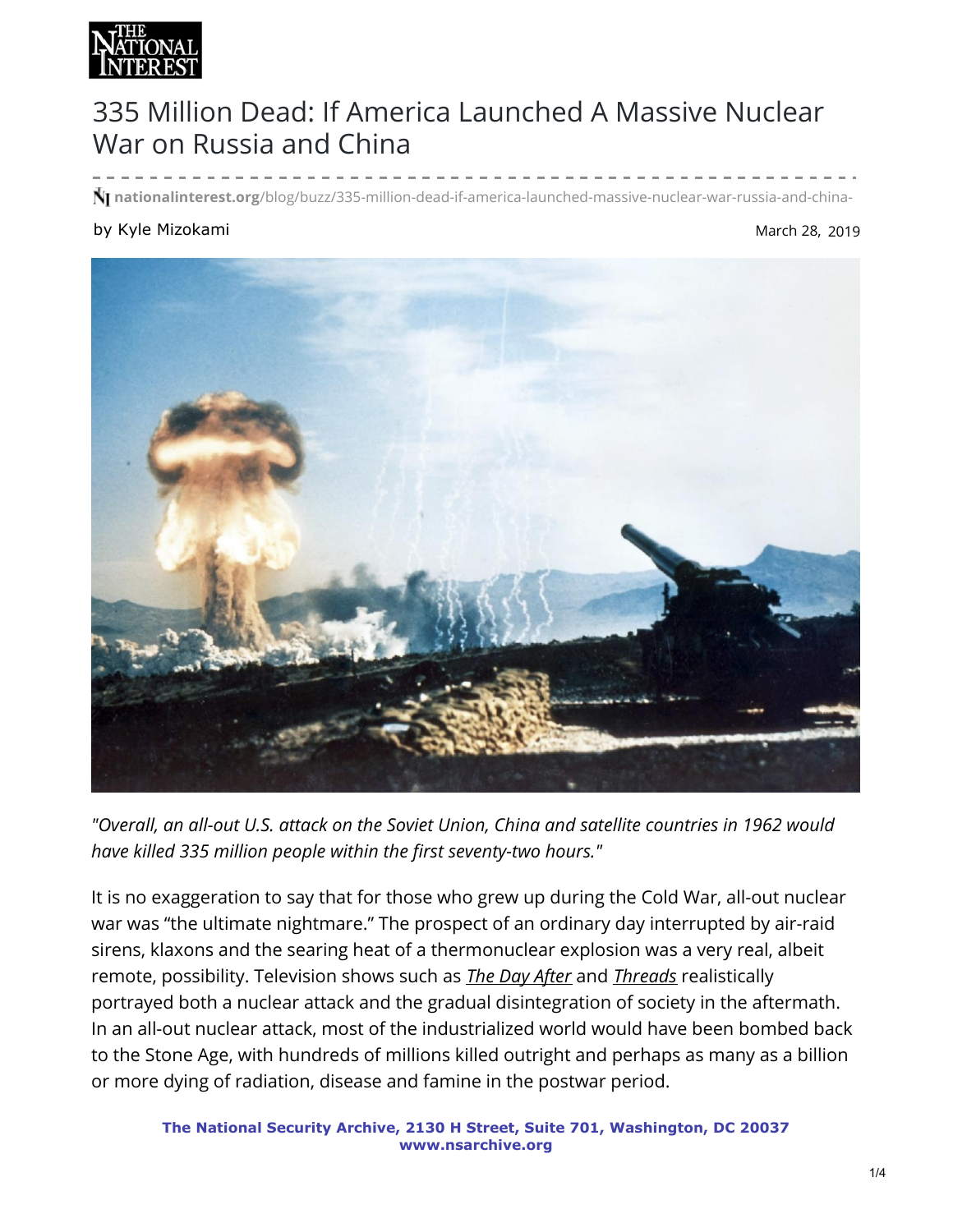# 335 Million Dead: If America Launched A Massive Nuclear War on Russia and China

nationalinterest.org/blog/buzz/335-million-dead-if-america-launched-massive-nuclear-war-russia-and-china-

by Kyle Mizokami

March 28, 2019

*"Overall, an all-out U.S. attack on the Soviet Union, China and satellite countries in 1962 would have killed 335 million people within the first seventy-two hours."*

It is no exaggeration to say that for those who grew up during the Cold War, all-out nuclear war was "the ultimate nightmare." The prospect of an ordinary day interrupted by air-raid sirens, klaxons and the searing heat of a thermonuclear explosion was a very real, albeit remote, possibility. Television shows such as *The Day After* and *Threads* realistically portrayed both a nuclear attack and the gradual disintegration of society in the aftermath. In an all-out nuclear attack, most of the industrialized world would have been bombed back to the Stone Age, with hundreds of millions killed outright and perhaps as many as a billion or more dying of radiation, disease and famine in the postwar period.

**The National Security Archive, 2130 H Street, Suite 701, Washington, DC 20037**
**www.nsarchive.org**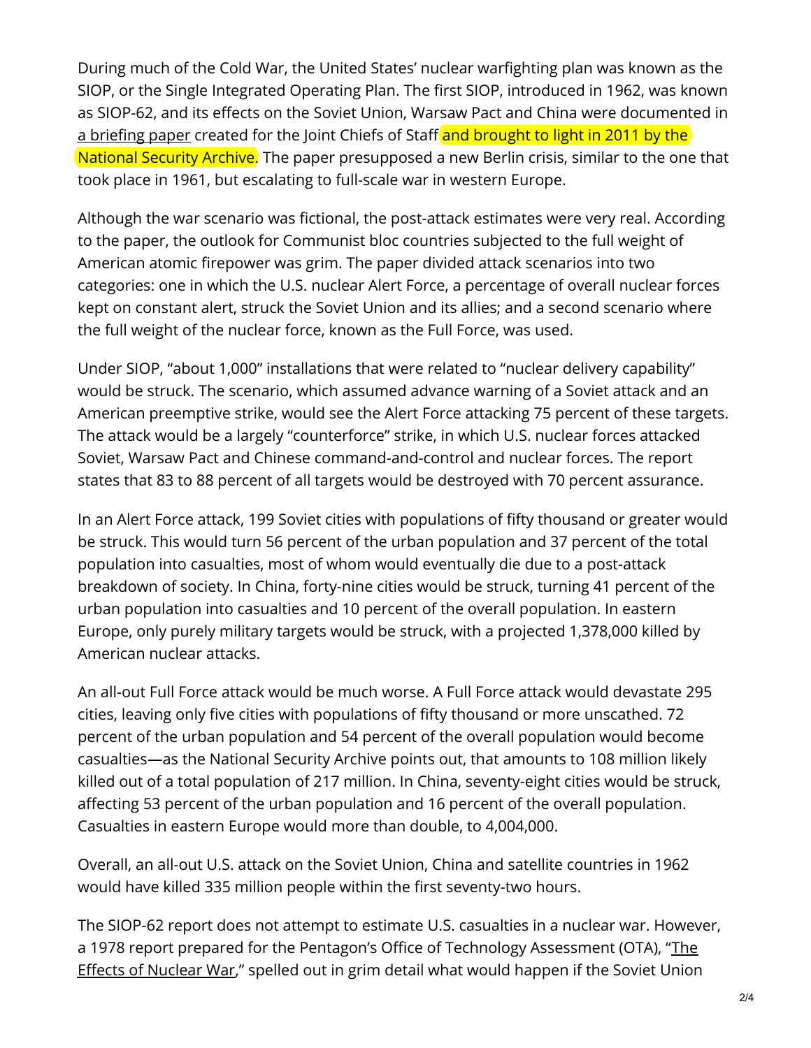During much of the Cold War, the United States' nuclear warfighting plan was known as the SIOP, or the Single Integrated Operating Plan. The first SIOP, introduced in 1962, was known as SIOP-62, and its effects on the Soviet Union, Warsaw Pact and China were documented in a briefing paper created for the Joint Chiefs of Staff and brought to light in 2011 by the National Security Archive. The paper presupposed a new Berlin crisis, similar to the one that took place in 1961, but escalating to full-scale war in western Europe.

Although the war scenario was fictional, the post-attack estimates were very real. According to the paper, the outlook for Communist bloc countries subjected to the full weight of American atomic firepower was grim. The paper divided attack scenarios into two categories: one in which the U.S. nuclear Alert Force, a percentage of overall nuclear forces kept on constant alert, struck the Soviet Union and its allies; and a second scenario where the full weight of the nuclear force, known as the Full Force, was used.

Under SIOP, "about 1,000" installations that were related to "nuclear delivery capability" would be struck. The scenario, which assumed advance warning of a Soviet attack and an American preemptive strike, would see the Alert Force attacking 75 percent of these targets. The attack would be a largely "counterforce" strike, in which U.S. nuclear forces attacked Soviet, Warsaw Pact and Chinese command-and-control and nuclear forces. The report states that 83 to 88 percent of all targets would be destroyed with 70 percent assurance.

In an Alert Force attack, 199 Soviet cities with populations of fifty thousand or greater would be struck. This would turn 56 percent of the urban population and 37 percent of the total population into casualties, most of whom would eventually die due to a post-attack breakdown of society. In China, forty-nine cities would be struck, turning 41 percent of the urban population into casualties and 10 percent of the overall population. In eastern Europe, only purely military targets would be struck, with a projected 1,378,000 killed by American nuclear attacks.

An all-out Full Force attack would be much worse. A Full Force attack would devastate 295 cities, leaving only five cities with populations of fifty thousand or more unscathed. 72 percent of the urban population and 54 percent of the overall population would become casualties—as the National Security Archive points out, that amounts to 108 million likely killed out of a total population of 217 million. In China, seventy-eight cities would be struck, affecting 53 percent of the urban population and 16 percent of the overall population. Casualties in eastern Europe would more than double, to 4,004,000.

Overall, an all-out U.S. attack on the Soviet Union, China and satellite countries in 1962 would have killed 335 million people within the first seventy-two hours.

The SIOP-62 report does not attempt to estimate U.S. casualties in a nuclear war. However, a 1978 report prepared for the Pentagon's Office of Technology Assessment (OTA), "The Effects of Nuclear War," spelled out in grim detail what would happen if the Soviet Union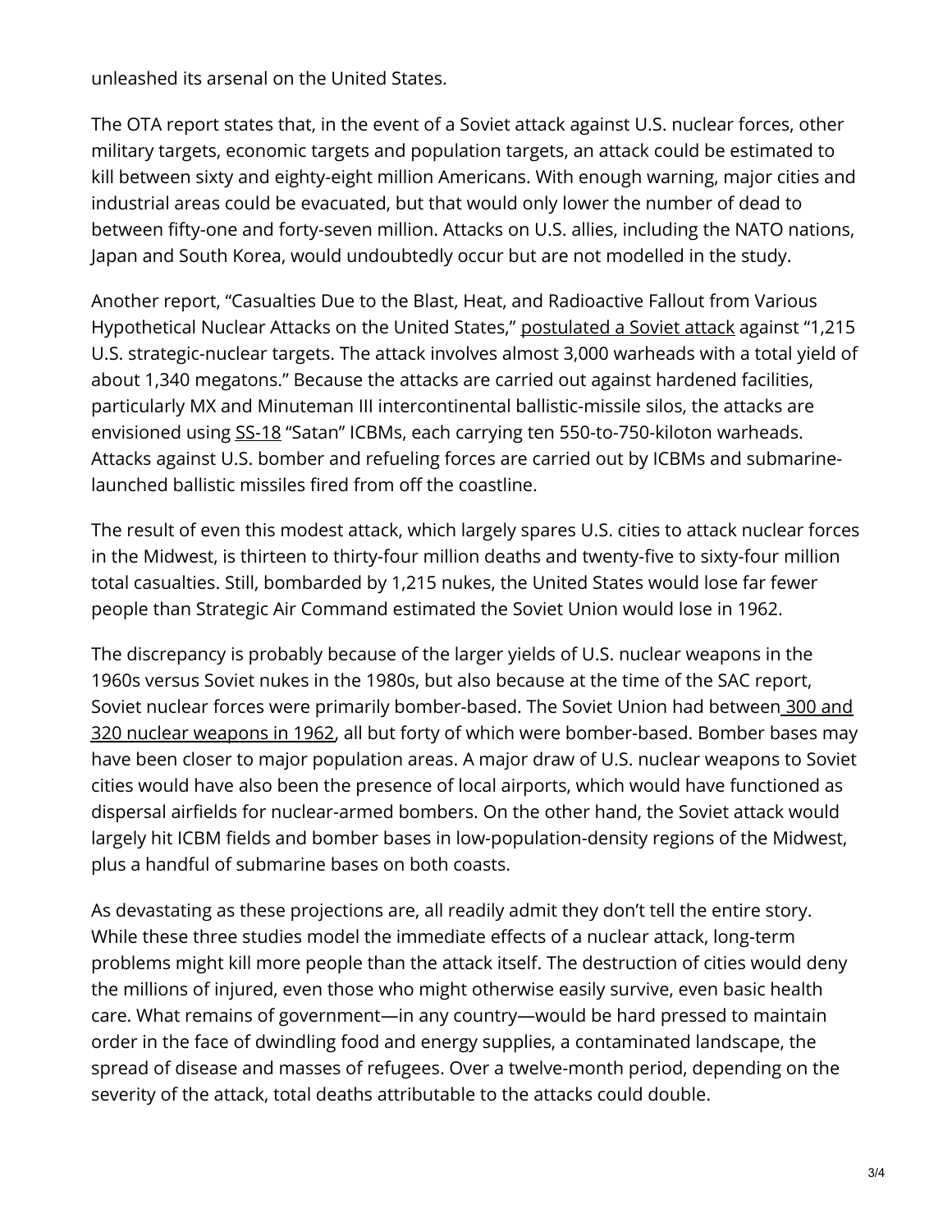unleashed its arsenal on the United States.

The OTA report states that, in the event of a Soviet attack against U.S. nuclear forces, other military targets, economic targets and population targets, an attack could be estimated to kill between sixty and eighty-eight million Americans. With enough warning, major cities and industrial areas could be evacuated, but that would only lower the number of dead to between fifty-one and forty-seven million. Attacks on U.S. allies, including the NATO nations, Japan and South Korea, would undoubtedly occur but are not modelled in the study.

Another report, "Casualties Due to the Blast, Heat, and Radioactive Fallout from Various Hypothetical Nuclear Attacks on the United States," postulated a Soviet attack against "1,215 U.S. strategic-nuclear targets. The attack involves almost 3,000 warheads with a total yield of about 1,340 megatons." Because the attacks are carried out against hardened facilities, particularly MX and Minuteman III intercontinental ballistic-missile silos, the attacks are envisioned using SS-18 "Satan" ICBMs, each carrying ten 550-to-750-kiloton warheads. Attacks against U.S. bomber and refueling forces are carried out by ICBMs and submarine-launched ballistic missiles fired from off the coastline.

The result of even this modest attack, which largely spares U.S. cities to attack nuclear forces in the Midwest, is thirteen to thirty-four million deaths and twenty-five to sixty-four million total casualties. Still, bombarded by 1,215 nukes, the United States would lose far fewer people than Strategic Air Command estimated the Soviet Union would lose in 1962.

The discrepancy is probably because of the larger yields of U.S. nuclear weapons in the 1960s versus Soviet nukes in the 1980s, but also because at the time of the SAC report, Soviet nuclear forces were primarily bomber-based. The Soviet Union had between 300 and 320 nuclear weapons in 1962, all but forty of which were bomber-based. Bomber bases may have been closer to major population areas. A major draw of U.S. nuclear weapons to Soviet cities would have also been the presence of local airports, which would have functioned as dispersal airfields for nuclear-armed bombers. On the other hand, the Soviet attack would largely hit ICBM fields and bomber bases in low-population-density regions of the Midwest, plus a handful of submarine bases on both coasts.

As devastating as these projections are, all readily admit they don't tell the entire story. While these three studies model the immediate effects of a nuclear attack, long-term problems might kill more people than the attack itself. The destruction of cities would deny the millions of injured, even those who might otherwise easily survive, even basic health care. What remains of government—in any country—would be hard pressed to maintain order in the face of dwindling food and energy supplies, a contaminated landscape, the spread of disease and masses of refugees. Over a twelve-month period, depending on the severity of the attack, total deaths attributable to the attacks could double.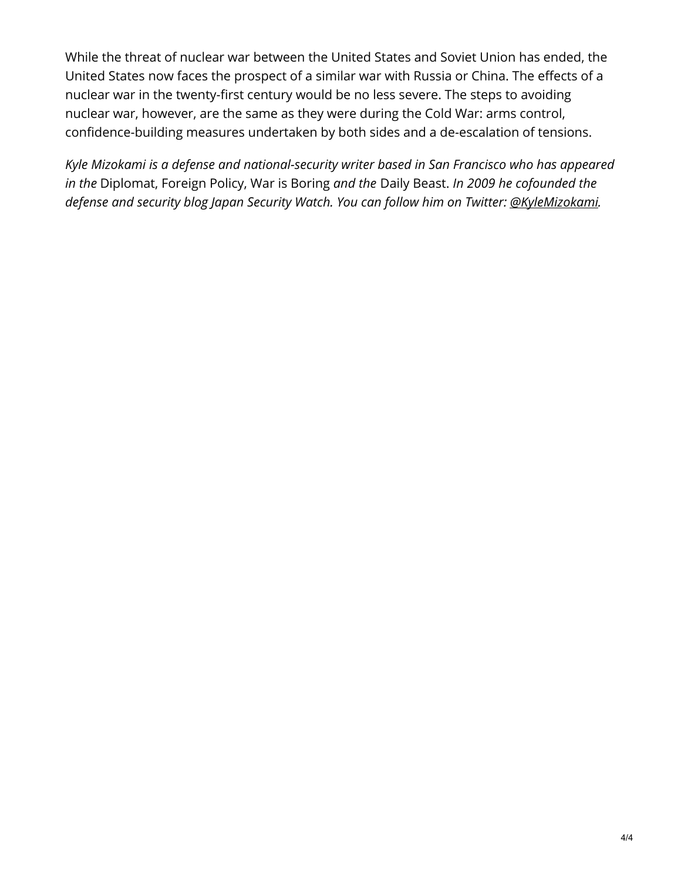While the threat of nuclear war between the United States and Soviet Union has ended, the United States now faces the prospect of a similar war with Russia or China. The effects of a nuclear war in the twenty-first century would be no less severe. The steps to avoiding nuclear war, however, are the same as they were during the Cold War: arms control, confidence-building measures undertaken by both sides and a de-escalation of tensions.

*Kyle Mizokami is a defense and national-security writer based in San Francisco who has appeared in the* Diplomat, Foreign Policy, War is Boring *and the* Daily Beast. *In 2009 he cofounded the defense and security blog Japan Security Watch. You can follow him on Twitter: @KyleMizokami.*